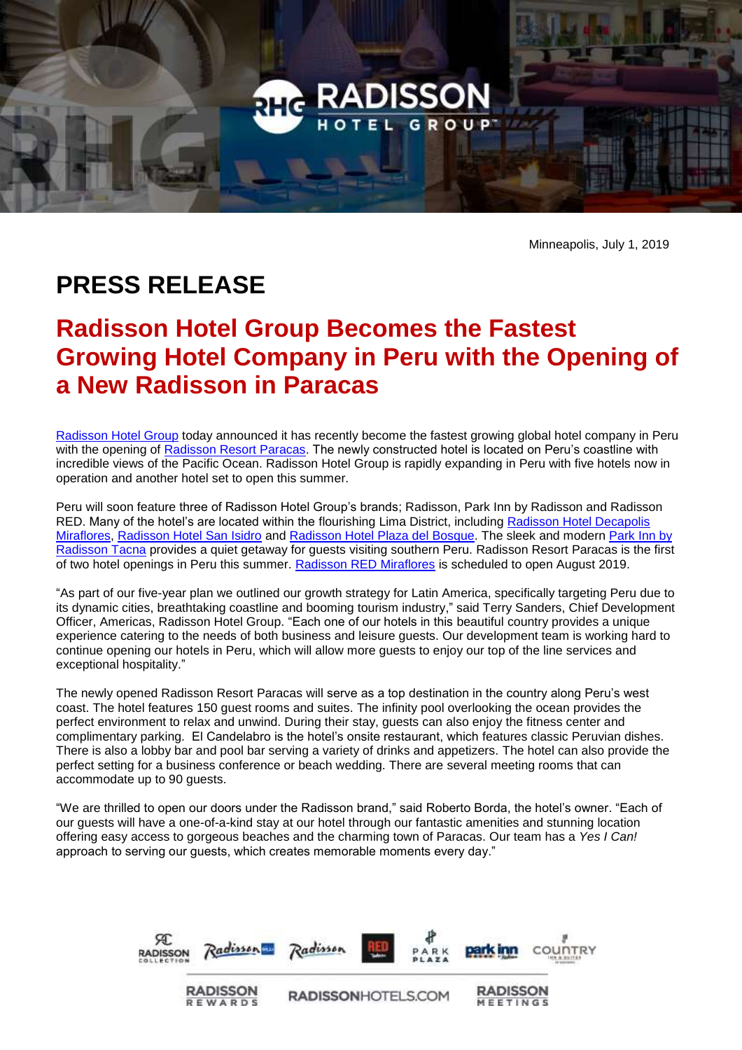Minneapolis, July 1, 2019

# PRESS RELEASE

## Radisson Hotel Group Becomes the Fastest Growing Hotel Company in Peru with the Opening of a New Radisson in Paracas

Radisson Hotel Group today announced it has recently become the fastest growing global hotel company in Peru with the opening of Radisson Resort Paracas. The newly constructed hotel is located on Peru's coastline with incredible views of the Pacific Ocean. Radisson Hotel Group is rapidly expanding in Peru with five hotels now in operation and another hotel set to open this summer.

Peru will soon feature three of Radisson Hotel Group's brands; Radisson, Park Inn by Radisson and Radisson RED. Many of the hotel's are located within the flourishing Lima District, including Radisson Hotel Decapolis Miraflores, Radisson Hotel San Isidro and Radisson Hotel Plaza del Bosque. The sleek and modern Park Inn by Radisson Tacna provides a quiet getaway for guests visiting southern Peru. Radisson Resort Paracas is the first of two hotel openings in Peru this summer. Radisson RED Miraflores is scheduled to open August 2019.

"As part of our five-year plan we outlined our growth strategy for Latin America, specifically targeting Peru due to its dynamic cities, breathtaking coastline and booming tourism industry," said Terry Sanders, Chief Development Officer, Americas, Radisson Hotel Group. "Each one of our hotels in this beautiful country provides a unique experience catering to the needs of both business and leisure guests. Our development team is working hard to continue opening our hotels in Peru, which will allow more guests to enjoy our top of the line services and exceptional hospitality."

The newly opened Radisson Resort Paracas will serve as a top destination in the country along Peru's west coast. The hotel features 150 guest rooms and suites. The infinity pool overlooking the ocean provides the perfect environment to relax and unwind. During their stay, guests can also enjoy the fitness center and complimentary parking. El Candelabro is the hotel's onsite restaurant, which features classic Peruvian dishes. There is also a lobby bar and pool bar serving a variety of drinks and appetizers. The hotel can also provide the perfect setting for a business conference or beach wedding. There are several meeting rooms that can accommodate up to 90 guests.

"We are thrilled to open our doors under the Radisson brand," said Roberto Borda, the hotel's owner. "Each of our guests will have a one-of-a-kind stay at our hotel through our fantastic amenities and stunning location offering easy access to gorgeous beaches and the charming town of Paracas. Our team has a *Yes I Can!* approach to serving our guests, which creates memorable moments every day."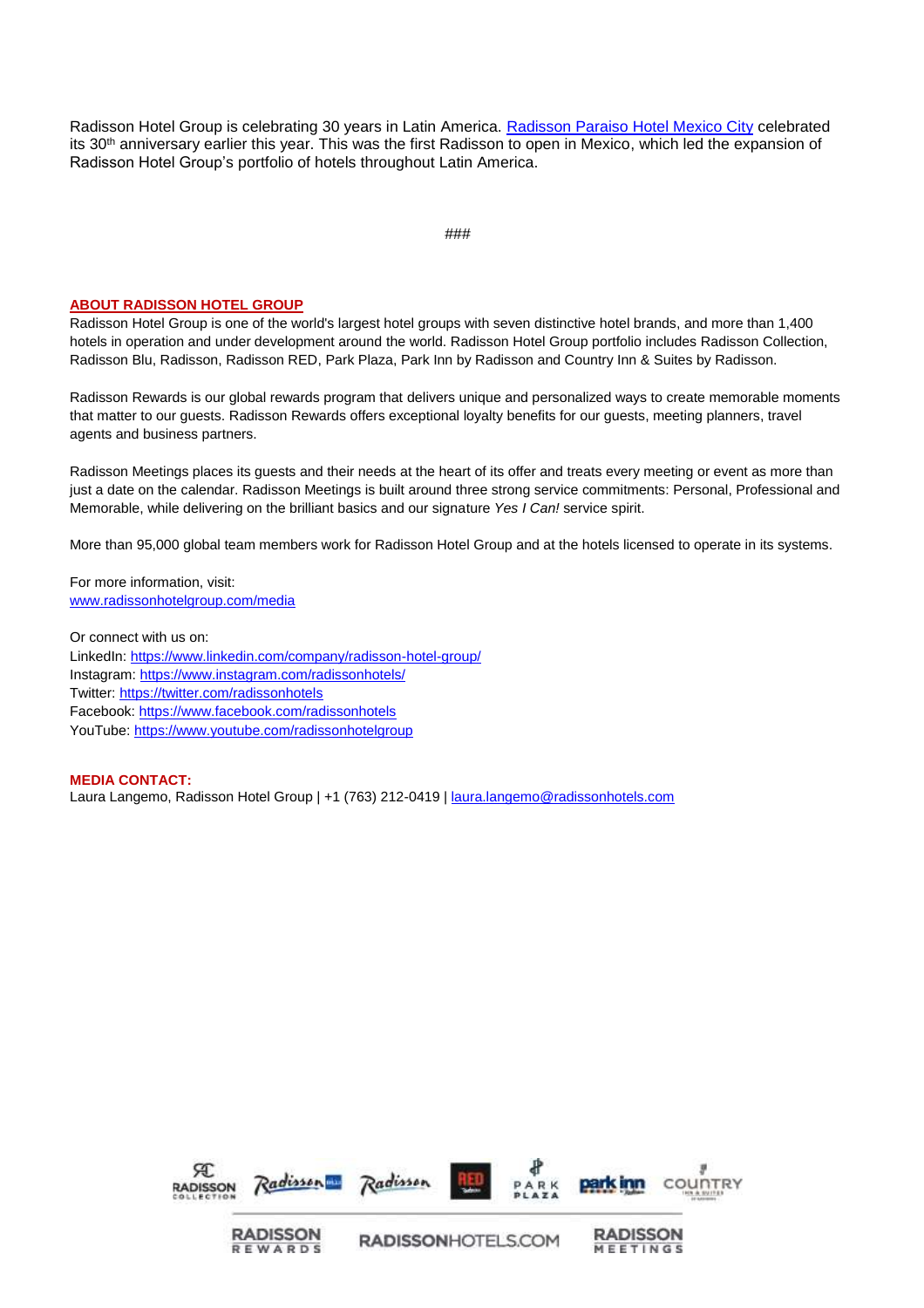Radisson Hotel Group is celebrating 30 years in Latin America. [Radisson Paraiso Hotel Mexico City](#) celebrated its 30th anniversary earlier this year. This was the first Radisson to open in Mexico, which led the expansion of Radisson Hotel Group's portfolio of hotels throughout Latin America.

###

**ABOUT RADISSON HOTEL GROUP**

Radisson Hotel Group is one of the world's largest hotel groups with seven distinctive hotel brands, and more than 1,400 hotels in operation and under development around the world. Radisson Hotel Group portfolio includes Radisson Collection, Radisson Blu, Radisson, Radisson RED, Park Plaza, Park Inn by Radisson and Country Inn & Suites by Radisson.

Radisson Rewards is our global rewards program that delivers unique and personalized ways to create memorable moments that matter to our guests. Radisson Rewards offers exceptional loyalty benefits for our guests, meeting planners, travel agents and business partners.

Radisson Meetings places its guests and their needs at the heart of its offer and treats every meeting or event as more than just a date on the calendar. Radisson Meetings is built around three strong service commitments: Personal, Professional and Memorable, while delivering on the brilliant basics and our signature *Yes I Can!* service spirit.

More than 95,000 global team members work for Radisson Hotel Group and at the hotels licensed to operate in its systems.

For more information, visit:
www.radissonhotelgroup.com/media

Or connect with us on:
LinkedIn: https://www.linkedin.com/company/radisson-hotel-group/
Instagram: https://www.instagram.com/radissonhotels/
Twitter: https://twitter.com/radissonhotels
Facebook: https://www.facebook.com/radissonhotels
YouTube: https://www.youtube.com/radissonhotelgroup

**MEDIA CONTACT:**
Laura Langemo, Radisson Hotel Group | +1 (763) 212-0419 | laura.langemo@radissonhotels.com